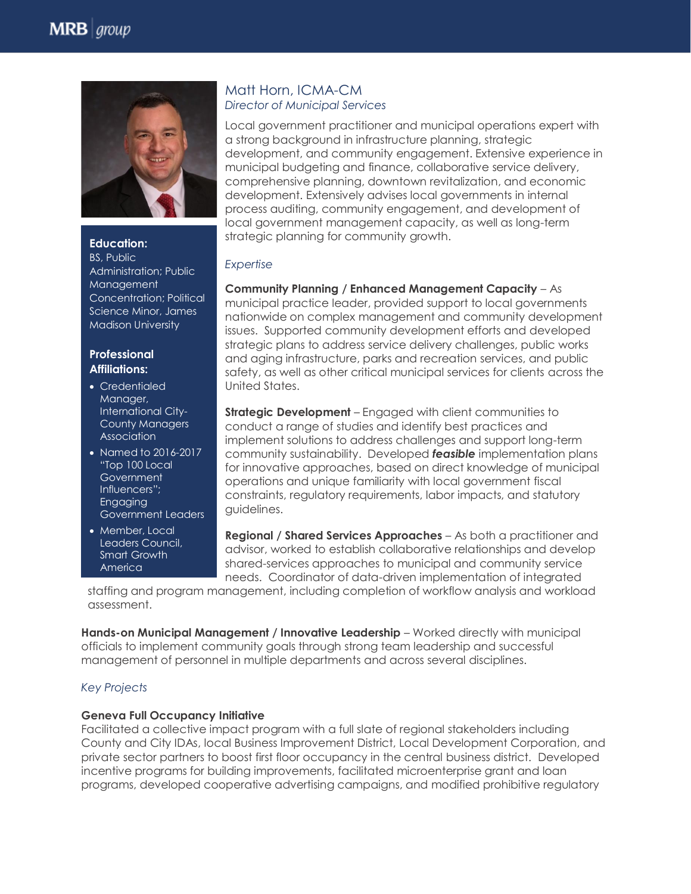# Matt Horn, ICMA-CM

*Director of Municipal Services*

Local government practitioner and municipal operations expert with a strong background in infrastructure planning, strategic development, and community engagement. Extensive experience in municipal budgeting and finance, collaborative service delivery, comprehensive planning, downtown revitalization, and economic development. Extensively advises local governments in internal process auditing, community engagement, and development of local government management capacity, as well as long-term strategic planning for community growth.

**Education:**

BS, Public Administration; Public Management Concentration; Political Science Minor, James Madison University

**Professional Affiliations:**

- Credentialed Manager, International City-County Managers Association
- Named to 2016-2017 "Top 100 Local Government Influencers"; Engaging Government Leaders
- Member, Local Leaders Council, Smart Growth America

## *Expertise*

**Community Planning / Enhanced Management Capacity** – As municipal practice leader, provided support to local governments nationwide on complex management and community development issues. Supported community development efforts and developed strategic plans to address service delivery challenges, public works and aging infrastructure, parks and recreation services, and public safety, as well as other critical municipal services for clients across the United States.

**Strategic Development** – Engaged with client communities to conduct a range of studies and identify best practices and implement solutions to address challenges and support long-term community sustainability. Developed ***feasible*** implementation plans for innovative approaches, based on direct knowledge of municipal operations and unique familiarity with local government fiscal constraints, regulatory requirements, labor impacts, and statutory guidelines.

**Regional / Shared Services Approaches** – As both a practitioner and advisor, worked to establish collaborative relationships and develop shared-services approaches to municipal and community service needs. Coordinator of data-driven implementation of integrated staffing and program management, including completion of workflow analysis and workload assessment.

**Hands-on Municipal Management / Innovative Leadership** – Worked directly with municipal officials to implement community goals through strong team leadership and successful management of personnel in multiple departments and across several disciplines.

## *Key Projects*

**Geneva Full Occupancy Initiative**

Facilitated a collective impact program with a full slate of regional stakeholders including County and City IDAs, local Business Improvement District, Local Development Corporation, and private sector partners to boost first floor occupancy in the central business district. Developed incentive programs for building improvements, facilitated microenterprise grant and loan programs, developed cooperative advertising campaigns, and modified prohibitive regulatory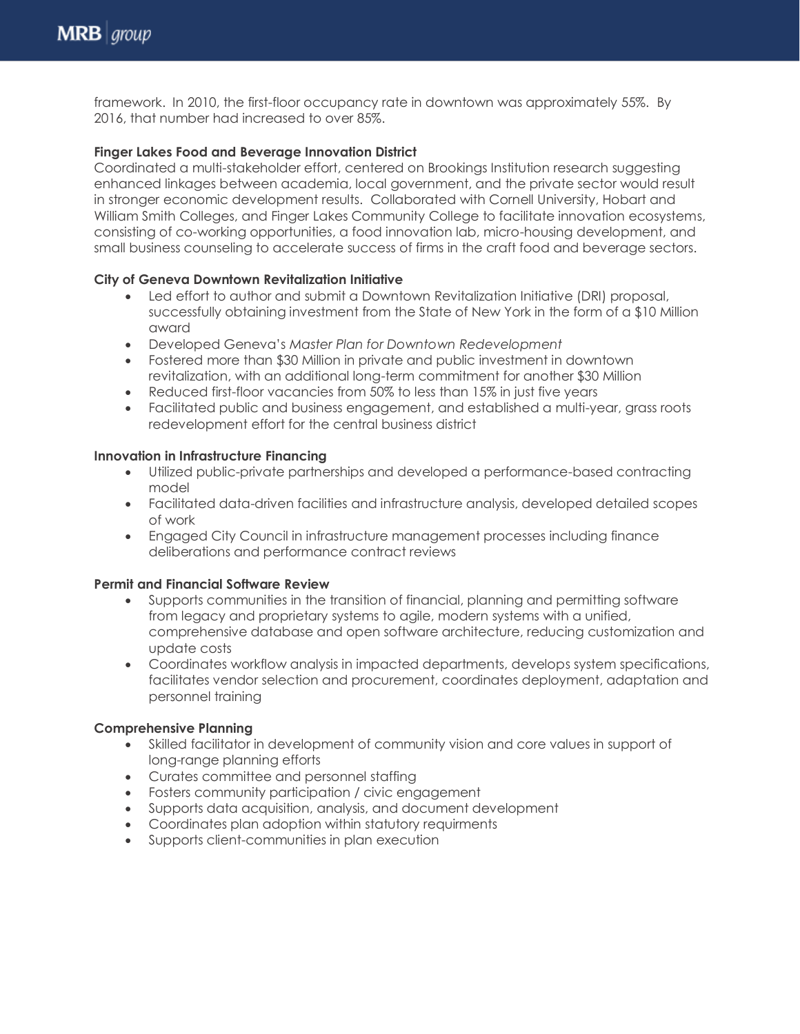framework. In 2010, the first-floor occupancy rate in downtown was approximately 55%. By 2016, that number had increased to over 85%.

**Finger Lakes Food and Beverage Innovation District**
Coordinated a multi-stakeholder effort, centered on Brookings Institution research suggesting enhanced linkages between academia, local government, and the private sector would result in stronger economic development results. Collaborated with Cornell University, Hobart and William Smith Colleges, and Finger Lakes Community College to facilitate innovation ecosystems, consisting of co-working opportunities, a food innovation lab, micro-housing development, and small business counseling to accelerate success of firms in the craft food and beverage sectors.

**City of Geneva Downtown Revitalization Initiative**

- Led effort to author and submit a Downtown Revitalization Initiative (DRI) proposal, successfully obtaining investment from the State of New York in the form of a $10 Million award
- Developed Geneva's *Master Plan for Downtown Redevelopment*
- Fostered more than $30 Million in private and public investment in downtown revitalization, with an additional long-term commitment for another $30 Million
- Reduced first-floor vacancies from 50% to less than 15% in just five years
- Facilitated public and business engagement, and established a multi-year, grass roots redevelopment effort for the central business district

**Innovation in Infrastructure Financing**

- Utilized public-private partnerships and developed a performance-based contracting model
- Facilitated data-driven facilities and infrastructure analysis, developed detailed scopes of work
- Engaged City Council in infrastructure management processes including finance deliberations and performance contract reviews

**Permit and Financial Software Review**

- Supports communities in the transition of financial, planning and permitting software from legacy and proprietary systems to agile, modern systems with a unified, comprehensive database and open software architecture, reducing customization and update costs
- Coordinates workflow analysis in impacted departments, develops system specifications, facilitates vendor selection and procurement, coordinates deployment, adaptation and personnel training

**Comprehensive Planning**

- Skilled facilitator in development of community vision and core values in support of long-range planning efforts
- Curates committee and personnel staffing
- Fosters community participation / civic engagement
- Supports data acquisition, analysis, and document development
- Coordinates plan adoption within statutory requirments
- Supports client-communities in plan execution